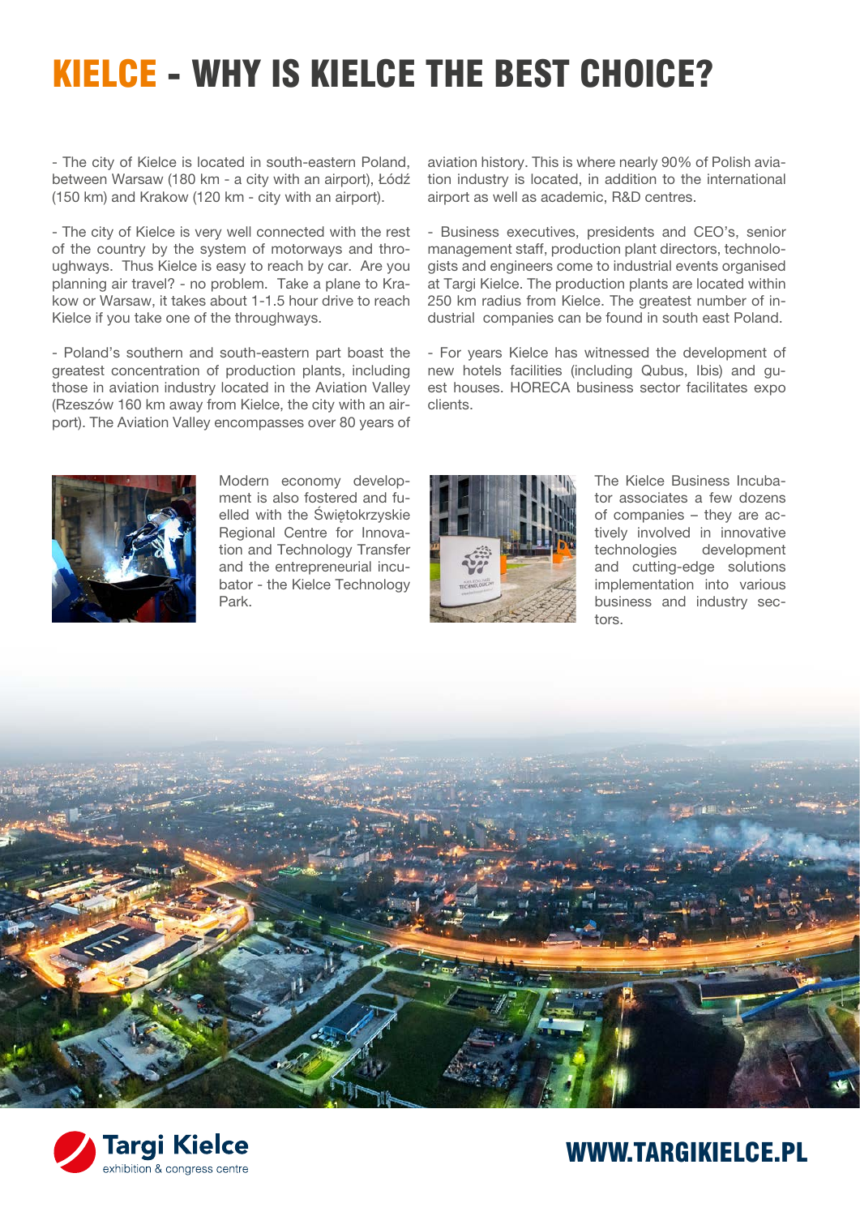# KIELCE - WHY IS KIELCE THE BEST CHOICE?

- The city of Kielce is located in south-eastern Poland, between Warsaw (180 km - a city with an airport), Łódź (150 km) and Krakow (120 km - city with an airport).

- The city of Kielce is very well connected with the rest of the country by the system of motorways and throughways. Thus Kielce is easy to reach by car. Are you planning air travel? - no problem. Take a plane to Krakow or Warsaw, it takes about 1-1.5 hour drive to reach Kielce if you take one of the throughways.

- Poland's southern and south-eastern part boast the greatest concentration of production plants, including those in aviation industry located in the Aviation Valley (Rzeszów 160 km away from Kielce, the city with an airport). The Aviation Valley encompasses over 80 years of aviation history. This is where nearly 90% of Polish aviation industry is located, in addition to the international airport as well as academic, R&D centres.

- Business executives, presidents and CEO's, senior management staff, production plant directors, technologists and engineers come to industrial events organised at Targi Kielce. The production plants are located within 250 km radius from Kielce. The greatest number of industrial companies can be found in south east Poland.

- For years Kielce has witnessed the development of new hotels facilities (including Qubus, Ibis) and guest houses. HORECA business sector facilitates expo clients.

Modern economy development is also fostered and fuelled with the Świętokrzyskie Regional Centre for Innovation and Technology Transfer and the entrepreneurial incubator - the Kielce Technology Park.

The Kielce Business Incubator associates a few dozens of companies – they are actively involved in innovative technologies development and cutting-edge solutions implementation into various business and industry sectors.

Targi Kielce
exhibition & congress centre

WWW.TARGIKIELCE.PL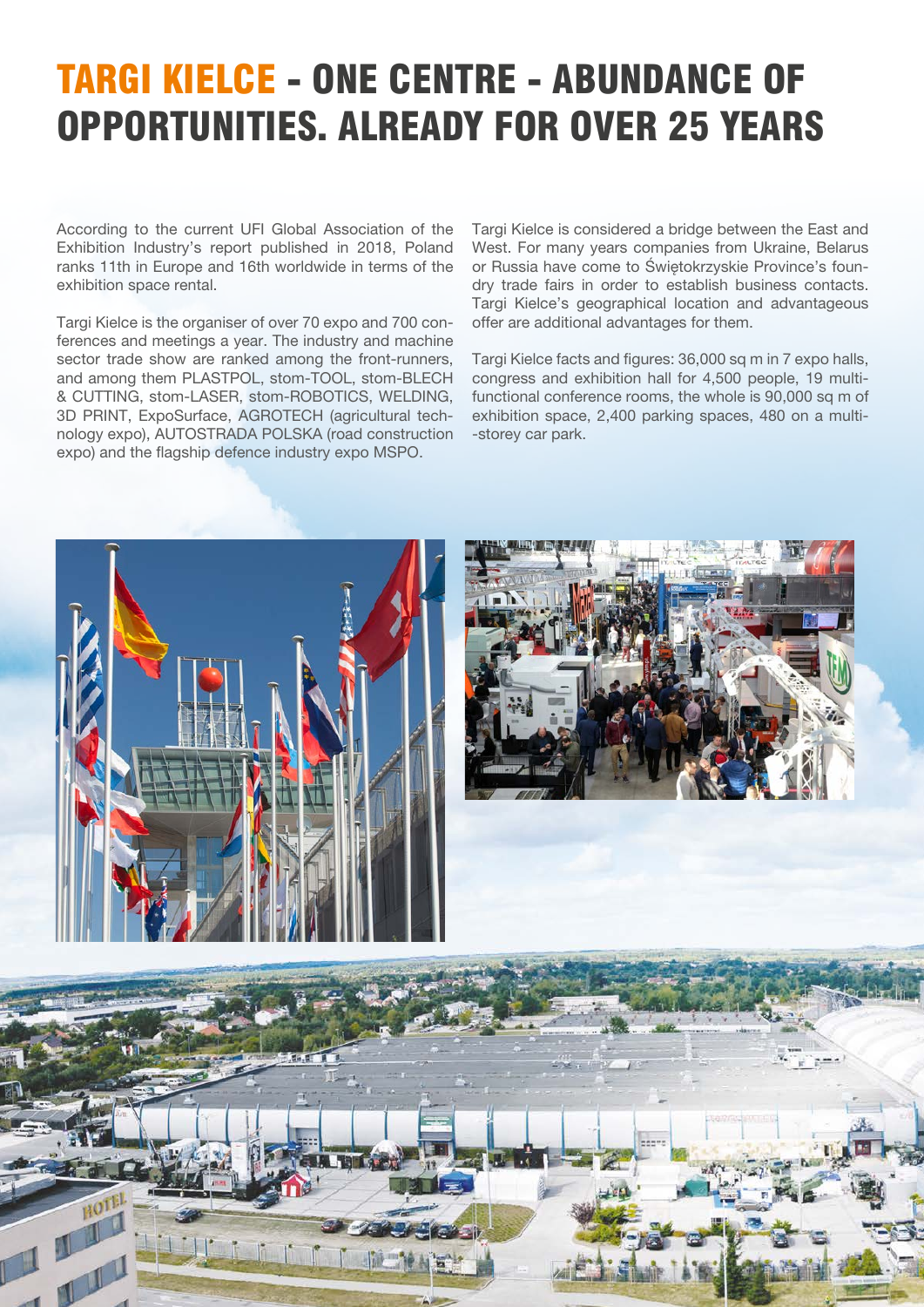# TARGI KIELCE - ONE CENTRE - ABUNDANCE OF OPPORTUNITIES. ALREADY FOR OVER 25 YEARS

According to the current UFI Global Association of the Exhibition Industry's report published in 2018, Poland ranks 11th in Europe and 16th worldwide in terms of the exhibition space rental.

Targi Kielce is the organiser of over 70 expo and 700 conferences and meetings a year. The industry and machine sector trade show are ranked among the front-runners, and among them PLASTPOL, stom-TOOL, stom-BLECH & CUTTING, stom-LASER, stom-ROBOTICS, WELDING, 3D PRINT, ExpoSurface, AGROTECH (agricultural technology expo), AUTOSTRADA POLSKA (road construction expo) and the flagship defence industry expo MSPO.

Targi Kielce is considered a bridge between the East and West. For many years companies from Ukraine, Belarus or Russia have come to Świętokrzyskie Province's foundry trade fairs in order to establish business contacts. Targi Kielce's geographical location and advantageous offer are additional advantages for them.

Targi Kielce facts and figures: 36,000 sq m in 7 expo halls, congress and exhibition hall for 4,500 people, 19 multifunctional conference rooms, the whole is 90,000 sq m of exhibition space, 2,400 parking spaces, 480 on a multi-storey car park.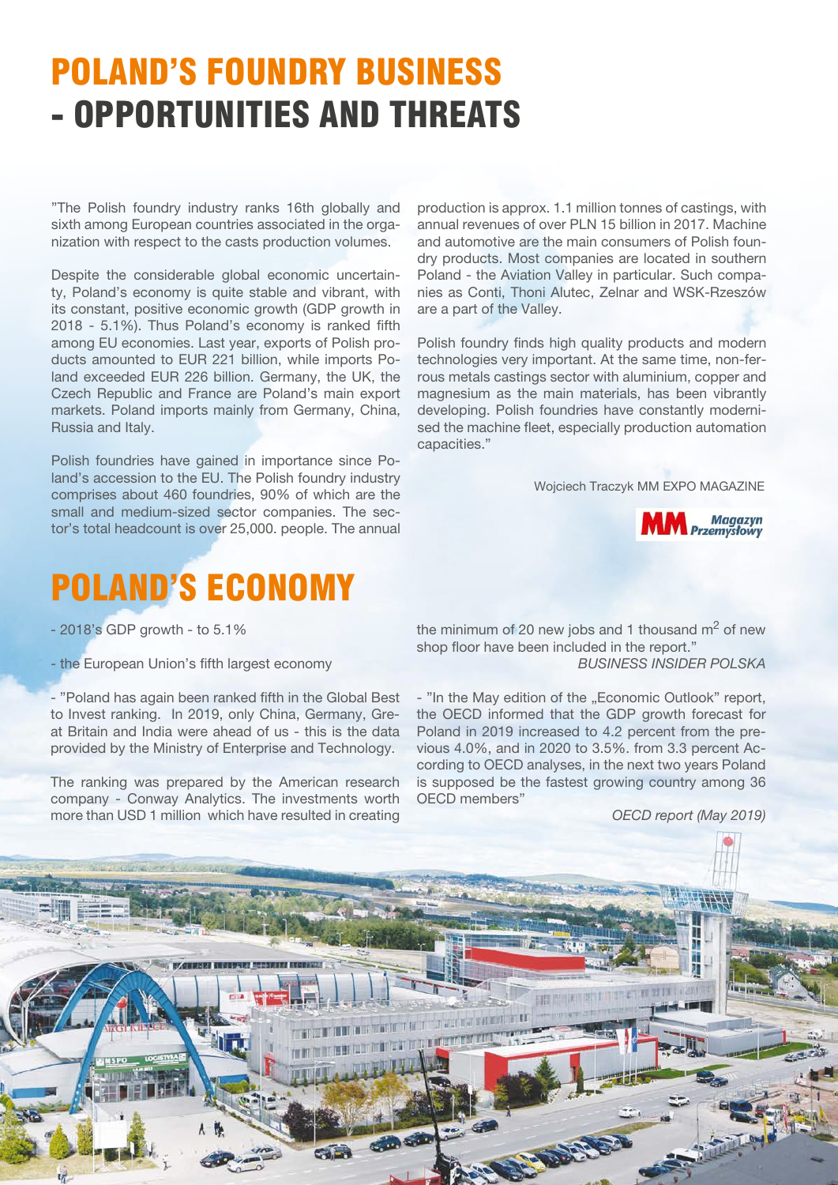# POLAND'S FOUNDRY BUSINESS - OPPORTUNITIES AND THREATS

"The Polish foundry industry ranks 16th globally and sixth among European countries associated in the organization with respect to the casts production volumes.

Despite the considerable global economic uncertainty, Poland's economy is quite stable and vibrant, with its constant, positive economic growth (GDP growth in 2018 - 5.1%). Thus Poland's economy is ranked fifth among EU economies. Last year, exports of Polish products amounted to EUR 221 billion, while imports Poland exceeded EUR 226 billion. Germany, the UK, the Czech Republic and France are Poland's main export markets. Poland imports mainly from Germany, China, Russia and Italy.

Polish foundries have gained in importance since Poland's accession to the EU. The Polish foundry industry comprises about 460 foundries, 90% of which are the small and medium-sized sector companies. The sector's total headcount is over 25,000. people. The annual production is approx. 1.1 million tonnes of castings, with annual revenues of over PLN 15 billion in 2017. Machine and automotive are the main consumers of Polish foundry products. Most companies are located in southern Poland - the Aviation Valley in particular. Such companies as Conti, Thoni Alutec, Zelnar and WSK-Rzeszów are a part of the Valley.

Polish foundry finds high quality products and modern technologies very important. At the same time, non-ferrous metals castings sector with aluminium, copper and magnesium as the main materials, has been vibrantly developing. Polish foundries have constantly modernised the machine fleet, especially production automation capacities."

Wojciech Traczyk MM EXPO MAGAZINE

MM Magazyn Przemysłowy

# POLAND'S ECONOMY

- 2018's GDP growth - to 5.1%

- the European Union's fifth largest economy

- "Poland has again been ranked fifth in the Global Best to Invest ranking. In 2019, only China, Germany, Great Britain and India were ahead of us - this is the data provided by the Ministry of Enterprise and Technology.

The ranking was prepared by the American research company - Conway Analytics. The investments worth more than USD 1 million which have resulted in creating the minimum of 20 new jobs and 1 thousand m$^2$ of new shop floor have been included in the report."

*BUSINESS INSIDER POLSKA*

- "In the May edition of the „Economic Outlook" report, the OECD informed that the GDP growth forecast for Poland in 2019 increased to 4.2 percent from the previous 4.0%, and in 2020 to 3.5%. from 3.3 percent According to OECD analyses, in the next two years Poland is supposed be the fastest growing country among 36 OECD members"

*OECD report (May 2019)*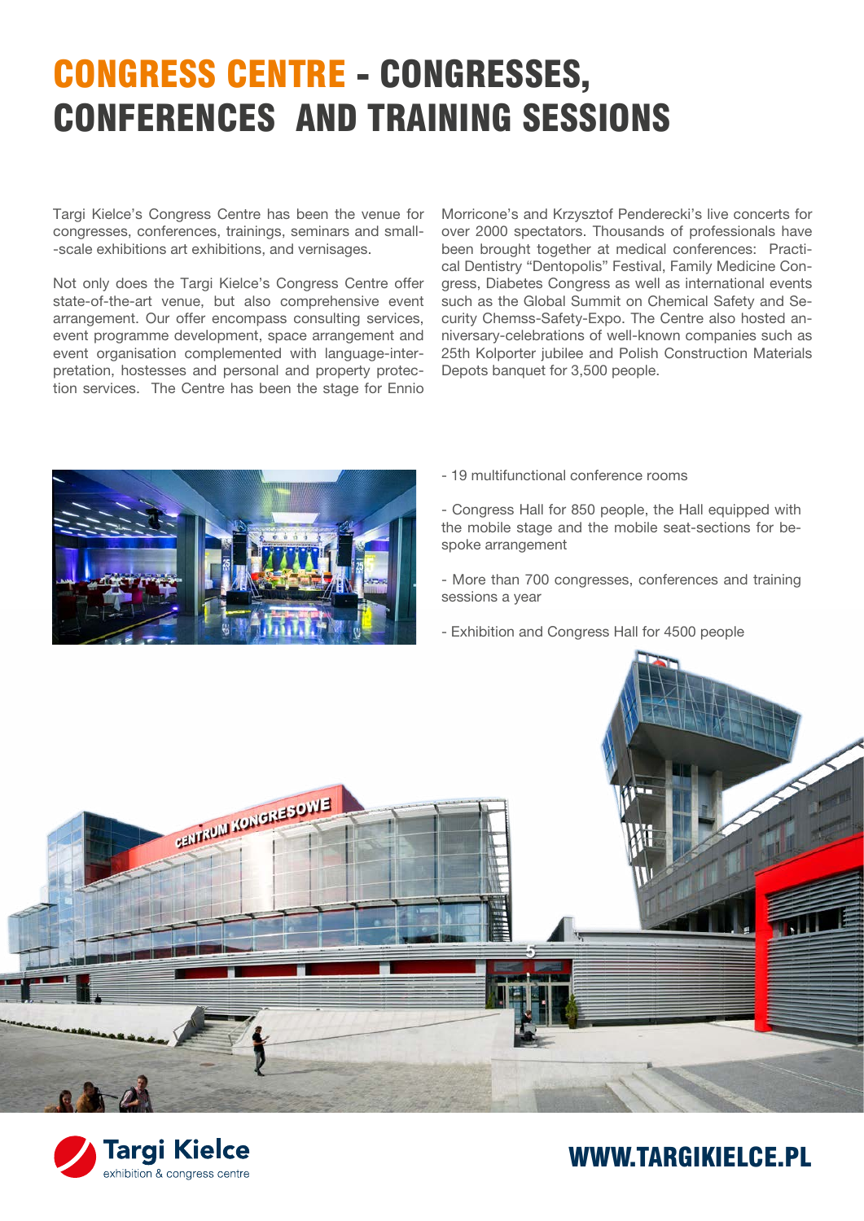# CONGRESS CENTRE - CONGRESSES, CONFERENCES AND TRAINING SESSIONS

Targi Kielce's Congress Centre has been the venue for congresses, conferences, trainings, seminars and small--scale exhibitions art exhibitions, and vernisages.

Not only does the Targi Kielce's Congress Centre offer state-of-the-art venue, but also comprehensive event arrangement. Our offer encompass consulting services, event programme development, space arrangement and event organisation complemented with language-interpretation, hostesses and personal and property protection services. The Centre has been the stage for Ennio Morricone's and Krzysztof Penderecki's live concerts for over 2000 spectators. Thousands of professionals have been brought together at medical conferences: Practical Dentistry "Dentopolis" Festival, Family Medicine Congress, Diabetes Congress as well as international events such as the Global Summit on Chemical Safety and Security Chemss-Safety-Expo. The Centre also hosted anniversary-celebrations of well-known companies such as 25th Kolporter jubilee and Polish Construction Materials Depots banquet for 3,500 people.

- 19 multifunctional conference rooms
- Congress Hall for 850 people, the Hall equipped with the mobile stage and the mobile seat-sections for bespoke arrangement
- More than 700 congresses, conferences and training sessions a year
- Exhibition and Congress Hall for 4500 people

Targi Kielce
exhibition & congress centre

WWW.TARGIKIELCE.PL